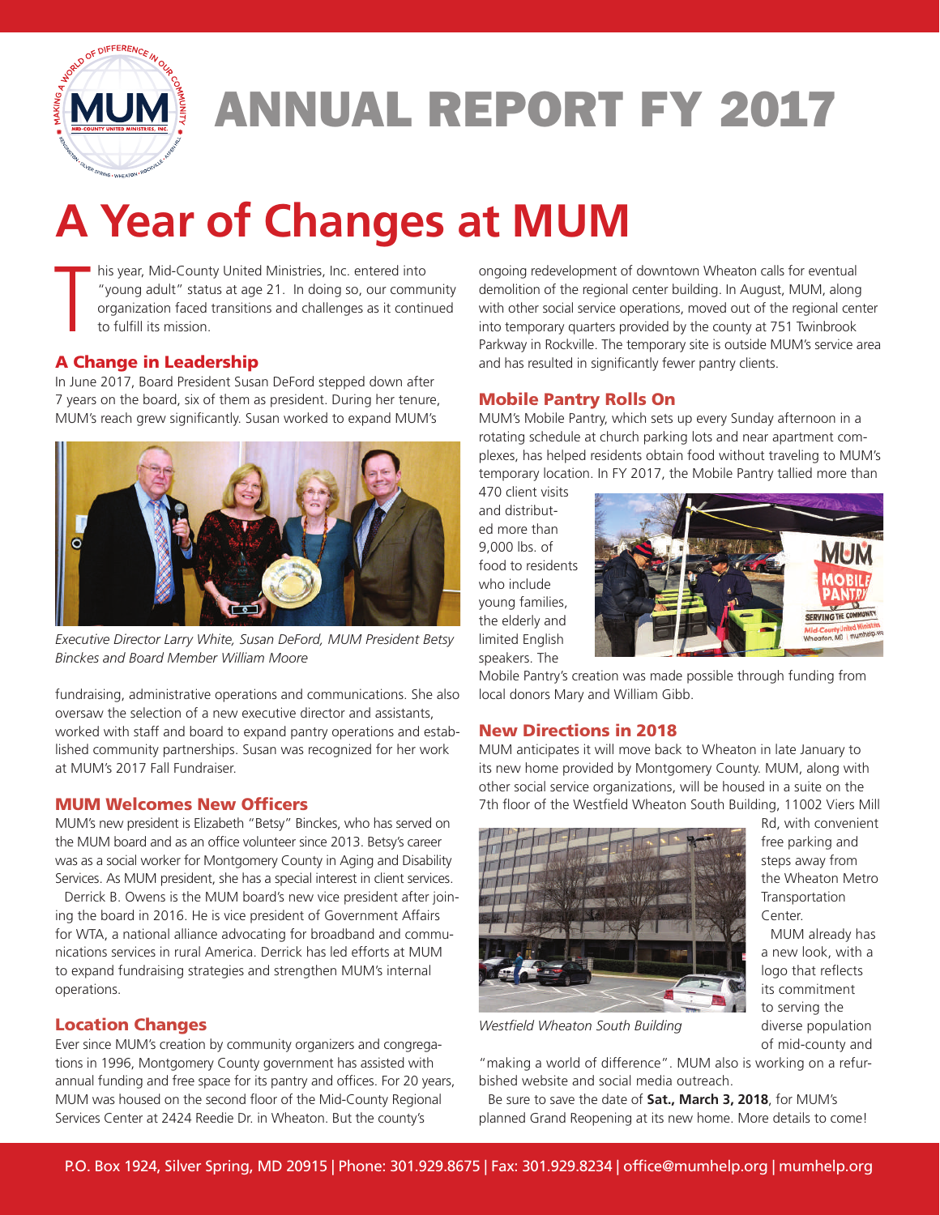# ANNUAL REPORT FY 2017

# A Year of Changes at MUM

This year, Mid-County United Ministries, Inc. entered into "young adult" status at age 21. In doing so, our community organization faced transitions and challenges as it continued to fulfill its mission.

## A Change in Leadership

In June 2017, Board President Susan DeFord stepped down after 7 years on the board, six of them as president. During her tenure, MUM's reach grew significantly. Susan worked to expand MUM's fundraising, administrative operations and communications. She also oversaw the selection of a new executive director and assistants, worked with staff and board to expand pantry operations and established community partnerships. Susan was recognized for her work at MUM's 2017 Fall Fundraiser.

*Executive Director Larry White, Susan DeFord, MUM President Betsy Binckes and Board Member William Moore*

## MUM Welcomes New Officers

MUM's new president is Elizabeth "Betsy" Binckes, who has served on the MUM board and as an office volunteer since 2013. Betsy's career was as a social worker for Montgomery County in Aging and Disability Services. As MUM president, she has a special interest in client services.

Derrick B. Owens is the MUM board's new vice president after joining the board in 2016. He is vice president of Government Affairs for WTA, a national alliance advocating for broadband and communications services in rural America. Derrick has led efforts at MUM to expand fundraising strategies and strengthen MUM's internal operations.

## Location Changes

Ever since MUM's creation by community organizers and congregations in 1996, Montgomery County government has assisted with annual funding and free space for its pantry and offices. For 20 years, MUM was housed on the second floor of the Mid-County Regional Services Center at 2424 Reedie Dr. in Wheaton. But the county's ongoing redevelopment of downtown Wheaton calls for eventual demolition of the regional center building. In August, MUM, along with other social service operations, moved out of the regional center into temporary quarters provided by the county at 751 Twinbrook Parkway in Rockville. The temporary site is outside MUM's service area and has resulted in significantly fewer pantry clients.

## Mobile Pantry Rolls On

MUM's Mobile Pantry, which sets up every Sunday afternoon in a rotating schedule at church parking lots and near apartment complexes, has helped residents obtain food without traveling to MUM's temporary location. In FY 2017, the Mobile Pantry tallied more than 470 client visits and distributed more than 9,000 lbs. of food to residents who include young families, the elderly and limited English speakers. The Mobile Pantry's creation was made possible through funding from local donors Mary and William Gibb.

## New Directions in 2018

MUM anticipates it will move back to Wheaton in late January to its new home provided by Montgomery County. MUM, along with other social service organizations, will be housed in a suite on the 7th floor of the Westfield Wheaton South Building, 11002 Viers Mill Rd, with convenient free parking and steps away from the Wheaton Metro Transportation Center.

*Westfield Wheaton South Building*

MUM already has a new look, with a logo that reflects its commitment to serving the diverse population of mid-county and "making a world of difference". MUM also is working on a refurbished website and social media outreach.

Be sure to save the date of **Sat., March 3, 2018**, for MUM's planned Grand Reopening at its new home. More details to come!

P.O. Box 1924, Silver Spring, MD 20915 | Phone: 301.929.8675 | Fax: 301.929.8234 | office@mumhelp.org | mumhelp.org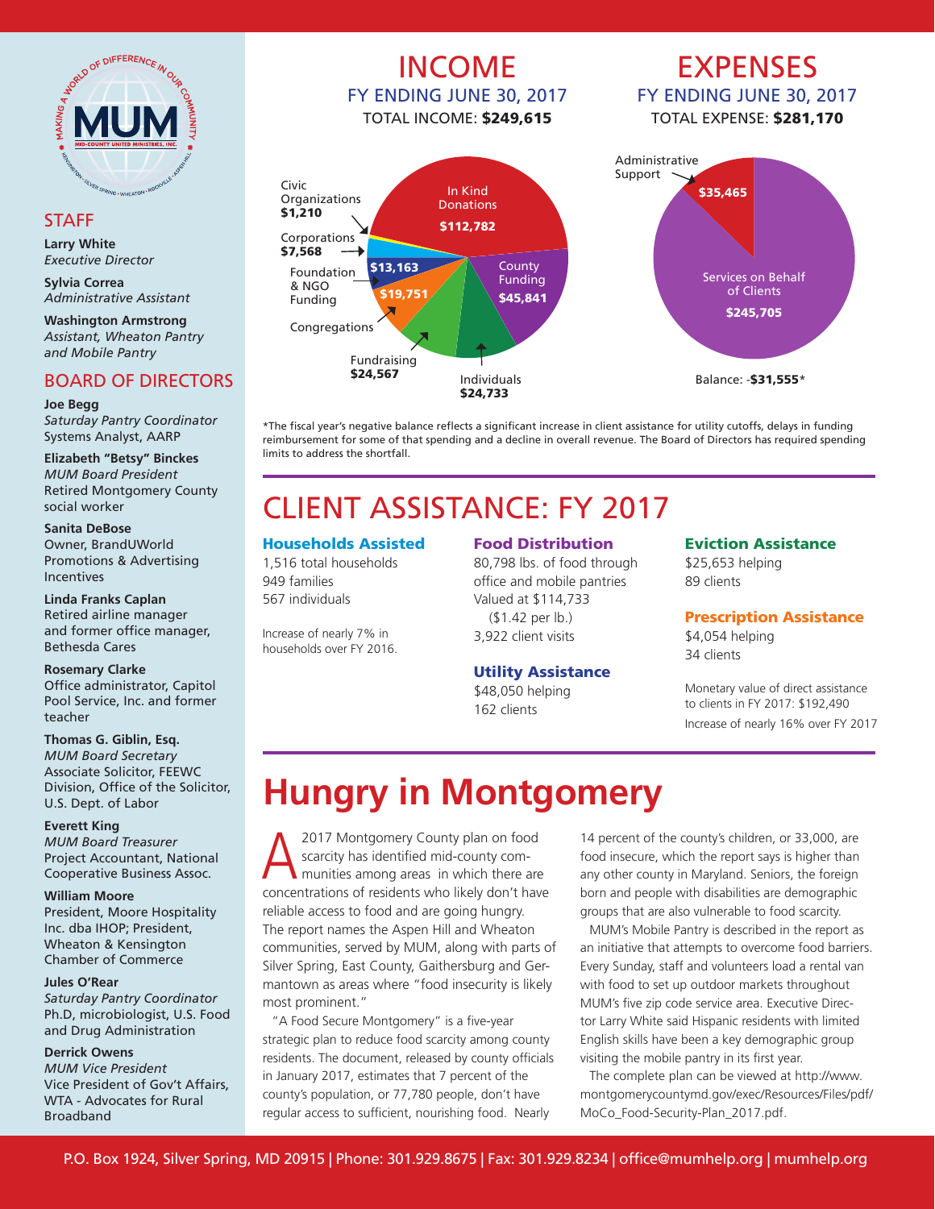MAKING A WORLD OF DIFFERENCE IN OUR COMMUNITY

MUM

MID-COUNTY UNITED MINISTRIES, INC.

KENSINGTON • SILVER SPRING • WHEATON • ROCKVILLE • ASPEN HILL

## STAFF

**Larry White**
*Executive Director*

**Sylvia Correa**
*Administrative Assistant*

**Washington Armstrong**
*Assistant, Wheaton Pantry and Mobile Pantry*

## BOARD OF DIRECTORS

**Joe Begg**
*Saturday Pantry Coordinator*
Systems Analyst, AARP

**Elizabeth "Betsy" Binckes**
*MUM Board President*
Retired Montgomery County social worker

**Sanita DeBose**
Owner, BrandUWorld Promotions & Advertising Incentives

**Linda Franks Caplan**
Retired airline manager and former office manager, Bethesda Cares

**Rosemary Clarke**
Office administrator, Capitol Pool Service, Inc. and former teacher

**Thomas G. Giblin, Esq.**
*MUM Board Secretary*
Associate Solicitor, FEEWC Division, Office of the Solicitor, U.S. Dept. of Labor

**Everett King**
*MUM Board Treasurer*
Project Accountant, National Cooperative Business Assoc.

**William Moore**
President, Moore Hospitality Inc. dba IHOP; President, Wheaton & Kensington Chamber of Commerce

**Jules O'Rear**
*Saturday Pantry Coordinator*
Ph.D, microbiologist, U.S. Food and Drug Administration

**Derrick Owens**
*MUM Vice President*
Vice President of Gov't Affairs, WTA - Advocates for Rural Broadband

## INCOME

### FY ENDING JUNE 30, 2017

TOTAL INCOME: **$249,615**

In Kind Donations **$112,782**
County Funding **$45,841**
Individuals **$24,733**
Fundraising **$24,567**
Congregations **$19,751**
Foundation & NGO Funding **$13,163**
Corporations **$7,568**
Civic Organizations **$1,210**

## EXPENSES

### FY ENDING JUNE 30, 2017

TOTAL EXPENSE: **$281,170**

Services on Behalf of Clients **$245,705**
Administrative Support **$35,465**

Balance: -**$31,555***

*The fiscal year's negative balance reflects a significant increase in client assistance for utility cutoffs, delays in funding reimbursement for some of that spending and a decline in overall revenue. The Board of Directors has required spending limits to address the shortfall.

## CLIENT ASSISTANCE: FY 2017

### Households Assisted

1,516 total households
949 families
567 individuals

Increase of nearly 7% in households over FY 2016.

### Food Distribution

80,798 lbs. of food through office and mobile pantries
Valued at $114,733 ($1.42 per lb.)
3,922 client visits

### Utility Assistance

$48,050 helping
162 clients

### Eviction Assistance

$25,653 helping
89 clients

### Prescription Assistance

$4,054 helping
34 clients

Monetary value of direct assistance to clients in FY 2017: $192,490

Increase of nearly 16% over FY 2017

# Hungry in Montgomery

A 2017 Montgomery County plan on food scarcity has identified mid-county communities among areas in which there are concentrations of residents who likely don't have reliable access to food and are going hungry. The report names the Aspen Hill and Wheaton communities, served by MUM, along with parts of Silver Spring, East County, Gaithersburg and Germantown as areas where "food insecurity is likely most prominent."

"A Food Secure Montgomery" is a five-year strategic plan to reduce food scarcity among county residents. The document, released by county officials in January 2017, estimates that 7 percent of the county's population, or 77,780 people, don't have regular access to sufficient, nourishing food. Nearly 14 percent of the county's children, or 33,000, are food insecure, which the report says is higher than any other county in Maryland. Seniors, the foreign born and people with disabilities are demographic groups that are also vulnerable to food scarcity.

MUM's Mobile Pantry is described in the report as an initiative that attempts to overcome food barriers. Every Sunday, staff and volunteers load a rental van with food to set up outdoor markets throughout MUM's five zip code service area. Executive Director Larry White said Hispanic residents with limited English skills have been a key demographic group visiting the mobile pantry in its first year.

The complete plan can be viewed at http://www.montgomerycountymd.gov/exec/Resources/Files/pdf/MoCo_Food-Security-Plan_2017.pdf.

P.O. Box 1924, Silver Spring, MD 20915 | Phone: 301.929.8675 | Fax: 301.929.8234 | office@mumhelp.org | mumhelp.org